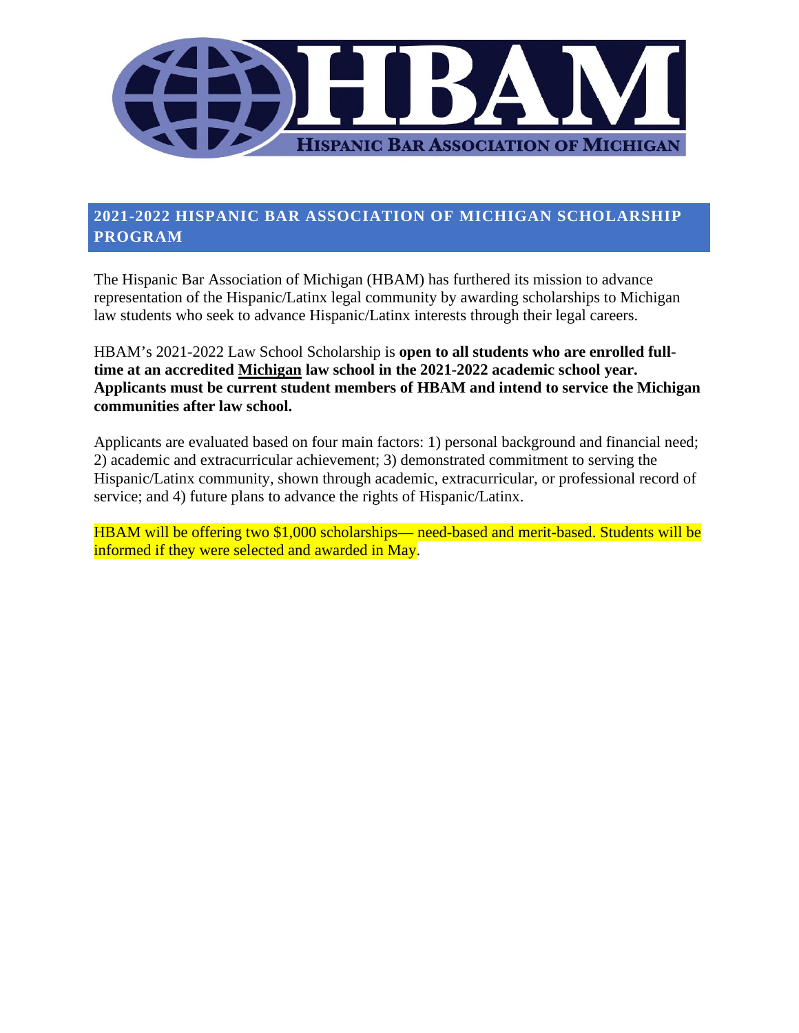HBAM

HISPANIC BAR ASSOCIATION OF MICHIGAN

## 2021-2022 HISPANIC BAR ASSOCIATION OF MICHIGAN SCHOLARSHIP PROGRAM

The Hispanic Bar Association of Michigan (HBAM) has furthered its mission to advance representation of the Hispanic/Latinx legal community by awarding scholarships to Michigan law students who seek to advance Hispanic/Latinx interests through their legal careers.

HBAM's 2021-2022 Law School Scholarship is **open to all students who are enrolled full-time at an accredited Michigan law school in the 2021-2022 academic school year. Applicants must be current student members of HBAM and intend to service the Michigan communities after law school.**

Applicants are evaluated based on four main factors: 1) personal background and financial need; 2) academic and extracurricular achievement; 3) demonstrated commitment to serving the Hispanic/Latinx community, shown through academic, extracurricular, or professional record of service; and 4) future plans to advance the rights of Hispanic/Latinx.

HBAM will be offering two $1,000 scholarships— need-based and merit-based. Students will be informed if they were selected and awarded in May.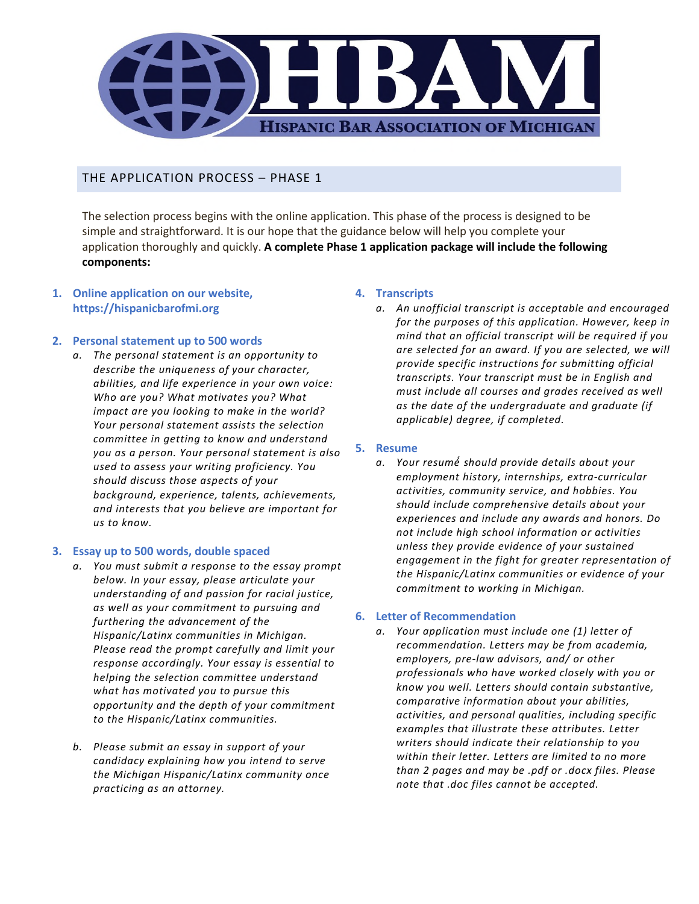# HBAM

HISPANIC BAR ASSOCIATION OF MICHIGAN

## THE APPLICATION PROCESS – PHASE 1

The selection process begins with the online application. This phase of the process is designed to be simple and straightforward. It is our hope that the guidance below will help you complete your application thoroughly and quickly. **A complete Phase 1 application package will include the following components:**

1. **Online application on our website, https://hispanicbarofmi.org**

2. **Personal statement up to 500 words**
   a. *The personal statement is an opportunity to describe the uniqueness of your character, abilities, and life experience in your own voice: Who are you? What motivates you? What impact are you looking to make in the world? Your personal statement assists the selection committee in getting to know and understand you as a person. Your personal statement is also used to assess your writing proficiency. You should discuss those aspects of your background, experience, talents, achievements, and interests that you believe are important for us to know.*

3. **Essay up to 500 words, double spaced**
   a. *You must submit a response to the essay prompt below. In your essay, please articulate your understanding of and passion for racial justice, as well as your commitment to pursuing and furthering the advancement of the Hispanic/Latinx communities in Michigan. Please read the prompt carefully and limit your response accordingly. Your essay is essential to helping the selection committee understand what has motivated you to pursue this opportunity and the depth of your commitment to the Hispanic/Latinx communities.*

   b. *Please submit an essay in support of your candidacy explaining how you intend to serve the Michigan Hispanic/Latinx community once practicing as an attorney.*

4. **Transcripts**
   a. *An unofficial transcript is acceptable and encouraged for the purposes of this application. However, keep in mind that an official transcript will be required if you are selected for an award. If you are selected, we will provide specific instructions for submitting official transcripts. Your transcript must be in English and must include all courses and grades received as well as the date of the undergraduate and graduate (if applicable) degree, if completed.*

5. **Resume**
   a. *Your resumé should provide details about your employment history, internships, extra-curricular activities, community service, and hobbies. You should include comprehensive details about your experiences and include any awards and honors. Do not include high school information or activities unless they provide evidence of your sustained engagement in the fight for greater representation of the Hispanic/Latinx communities or evidence of your commitment to working in Michigan.*

6. **Letter of Recommendation**
   a. *Your application must include one (1) letter of recommendation. Letters may be from academia, employers, pre-law advisors, and/ or other professionals who have worked closely with you or know you well. Letters should contain substantive, comparative information about your abilities, activities, and personal qualities, including specific examples that illustrate these attributes. Letter writers should indicate their relationship to you within their letter. Letters are limited to no more than 2 pages and may be .pdf or .docx files. Please note that .doc files cannot be accepted.*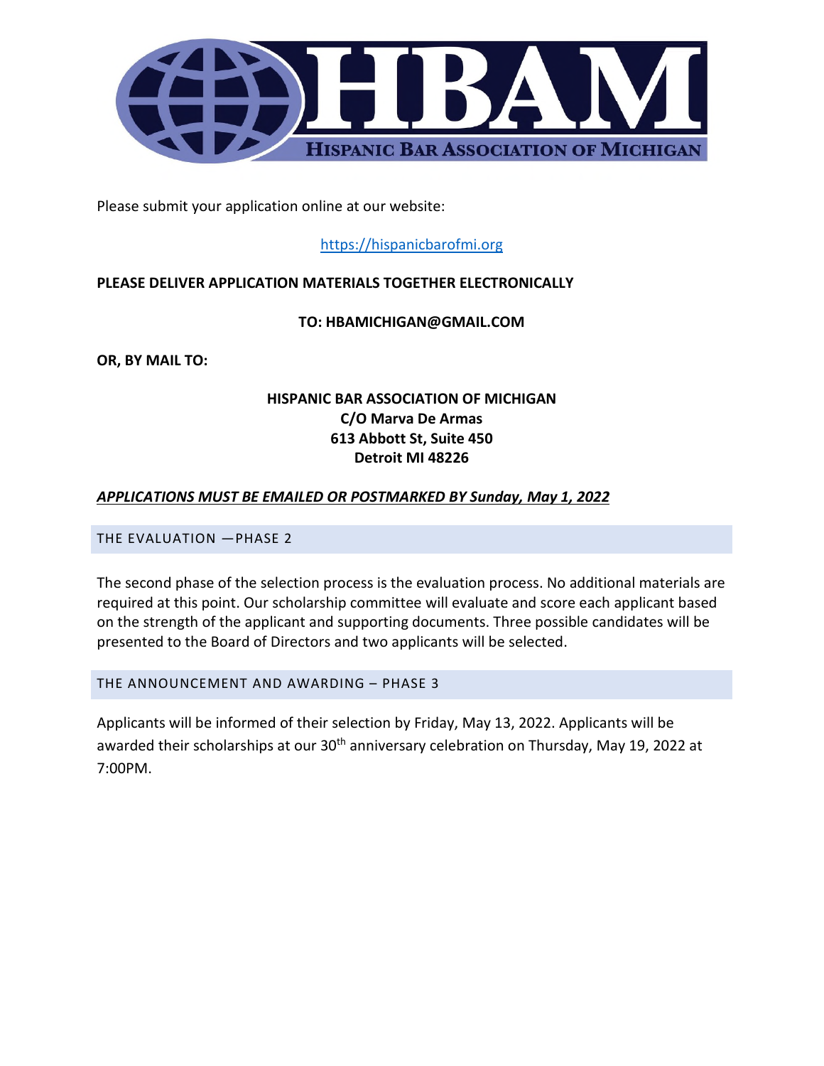HBAM

HISPANIC BAR ASSOCIATION OF MICHIGAN

Please submit your application online at our website:

https://hispanicbarofmi.org

**PLEASE DELIVER APPLICATION MATERIALS TOGETHER ELECTRONICALLY**

**TO: HBAMICHIGAN@GMAIL.COM**

**OR, BY MAIL TO:**

**HISPANIC BAR ASSOCIATION OF MICHIGAN**
**C/O Marva De Armas**
**613 Abbott St, Suite 450**
**Detroit MI 48226**

***APPLICATIONS MUST BE EMAILED OR POSTMARKED BY Sunday, May 1, 2022***

## THE EVALUATION —PHASE 2

The second phase of the selection process is the evaluation process. No additional materials are required at this point. Our scholarship committee will evaluate and score each applicant based on the strength of the applicant and supporting documents. Three possible candidates will be presented to the Board of Directors and two applicants will be selected.

## THE ANNOUNCEMENT AND AWARDING – PHASE 3

Applicants will be informed of their selection by Friday, May 13, 2022. Applicants will be awarded their scholarships at our 30th anniversary celebration on Thursday, May 19, 2022 at 7:00PM.